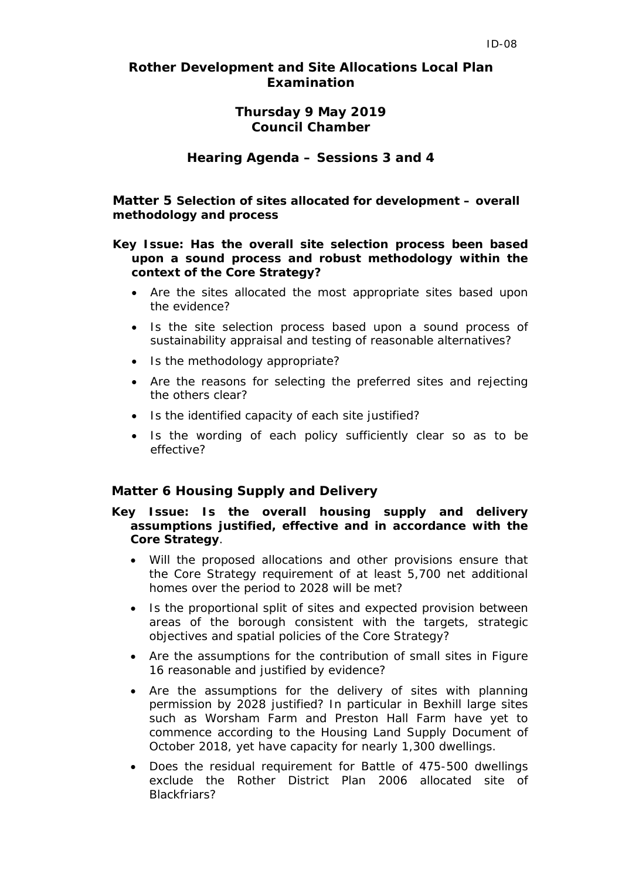ID-08

# Rother Development and Site Allocations Local Plan Examination

## Thursday 9 May 2019
## Council Chamber

## Hearing Agenda – Sessions 3 and 4

### Matter 5 Selection of sites allocated for development – overall methodology and process

**Key Issue: Has the overall site selection process been based upon a sound process and robust methodology within the context of the Core Strategy?**

- Are the sites allocated the most appropriate sites based upon the evidence?
- Is the site selection process based upon a sound process of sustainability appraisal and testing of reasonable alternatives?
- Is the methodology appropriate?
- Are the reasons for selecting the preferred sites and rejecting the others clear?
- Is the identified capacity of each site justified?
- Is the wording of each policy sufficiently clear so as to be effective?

### Matter 6 Housing Supply and Delivery

**Key Issue: Is the overall housing supply and delivery assumptions justified, effective and in accordance with the Core Strategy**.

- Will the proposed allocations and other provisions ensure that the Core Strategy requirement of at least 5,700 net additional homes over the period to 2028 will be met?
- Is the proportional split of sites and expected provision between areas of the borough consistent with the targets, strategic objectives and spatial policies of the Core Strategy?
- Are the assumptions for the contribution of small sites in Figure 16 reasonable and justified by evidence?
- Are the assumptions for the delivery of sites with planning permission by 2028 justified? In particular in Bexhill large sites such as Worsham Farm and Preston Hall Farm have yet to commence according to the Housing Land Supply Document of October 2018, yet have capacity for nearly 1,300 dwellings.
- Does the residual requirement for Battle of 475-500 dwellings exclude the Rother District Plan 2006 allocated site of Blackfriars?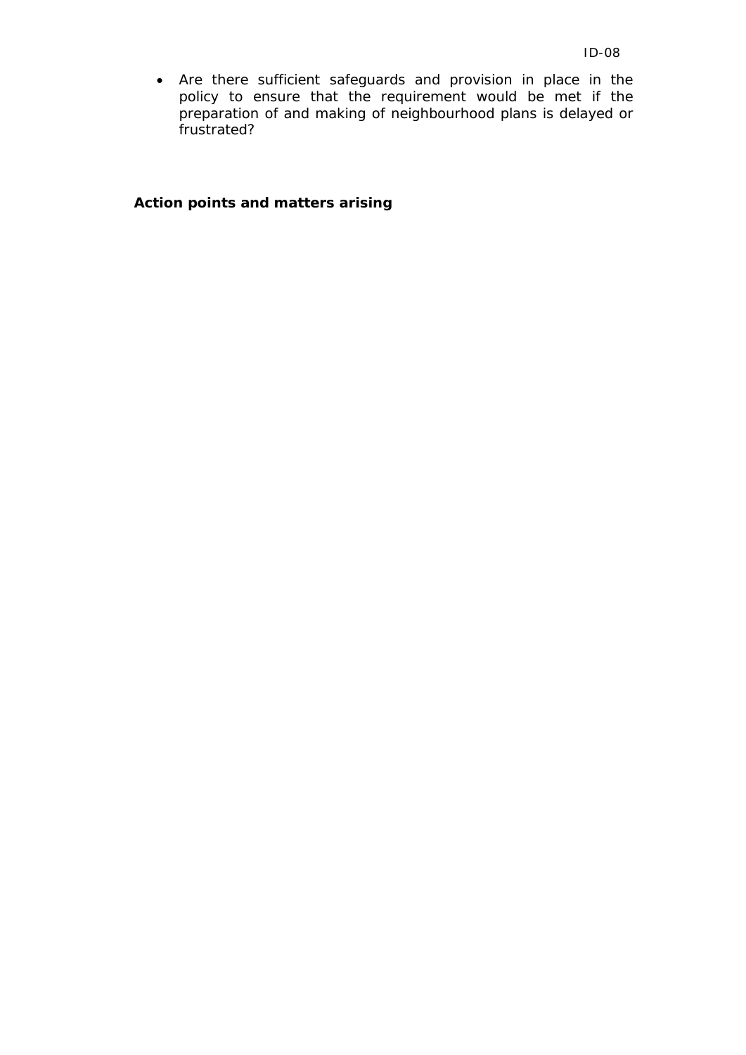- Are there sufficient safeguards and provision in place in the policy to ensure that the requirement would be met if the preparation of and making of neighbourhood plans is delayed or frustrated?

**Action points and matters arising**